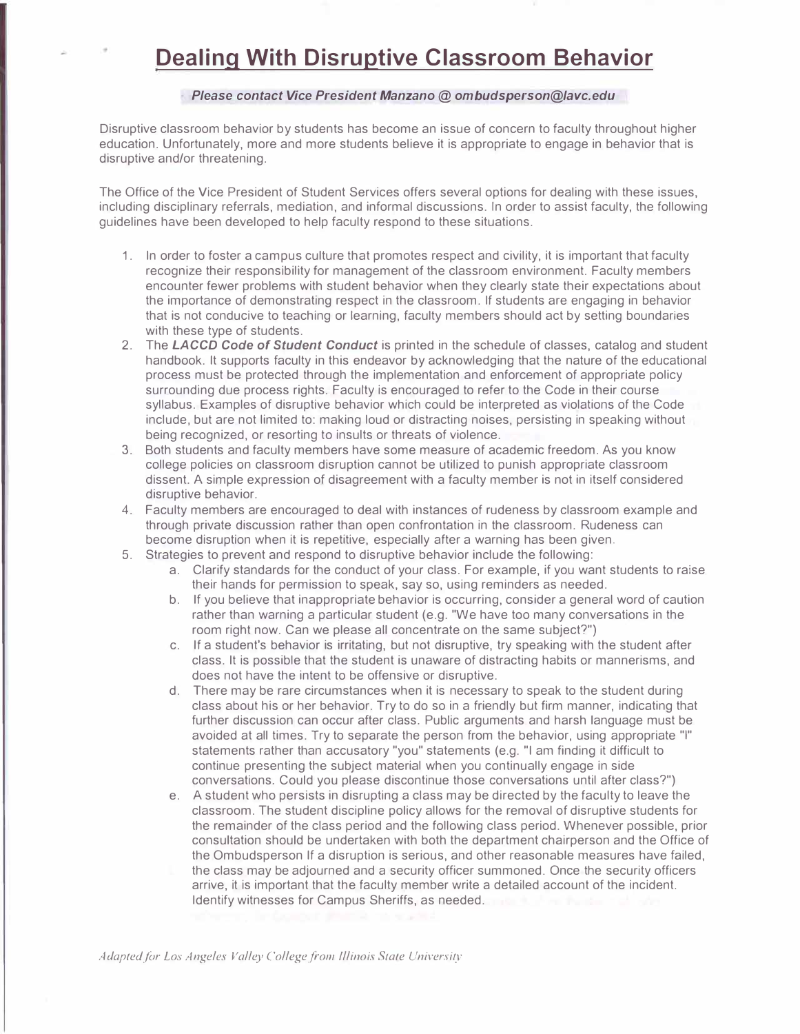# Dealing With Disruptive Classroom Behavior

***Please contact Vice President Manzano @ ombudsperson@lavc.edu***

Disruptive classroom behavior by students has become an issue of concern to faculty throughout higher education. Unfortunately, more and more students believe it is appropriate to engage in behavior that is disruptive and/or threatening.

The Office of the Vice President of Student Services offers several options for dealing with these issues, including disciplinary referrals, mediation, and informal discussions. In order to assist faculty, the following guidelines have been developed to help faculty respond to these situations.

1. In order to foster a campus culture that promotes respect and civility, it is important that faculty recognize their responsibility for management of the classroom environment. Faculty members encounter fewer problems with student behavior when they clearly state their expectations about the importance of demonstrating respect in the classroom. If students are engaging in behavior that is not conducive to teaching or learning, faculty members should act by setting boundaries with these type of students.
2. The ***LACCD Code of Student Conduct*** is printed in the schedule of classes, catalog and student handbook. It supports faculty in this endeavor by acknowledging that the nature of the educational process must be protected through the implementation and enforcement of appropriate policy surrounding due process rights. Faculty is encouraged to refer to the Code in their course syllabus. Examples of disruptive behavior which could be interpreted as violations of the Code include, but are not limited to: making loud or distracting noises, persisting in speaking without being recognized, or resorting to insults or threats of violence.
3. Both students and faculty members have some measure of academic freedom. As you know college policies on classroom disruption cannot be utilized to punish appropriate classroom dissent. A simple expression of disagreement with a faculty member is not in itself considered disruptive behavior.
4. Faculty members are encouraged to deal with instances of rudeness by classroom example and through private discussion rather than open confrontation in the classroom. Rudeness can become disruption when it is repetitive, especially after a warning has been given.
5. Strategies to prevent and respond to disruptive behavior include the following:
   a. Clarify standards for the conduct of your class. For example, if you want students to raise their hands for permission to speak, say so, using reminders as needed.
   b. If you believe that inappropriate behavior is occurring, consider a general word of caution rather than warning a particular student (e.g. "We have too many conversations in the room right now. Can we please all concentrate on the same subject?")
   c. If a student's behavior is irritating, but not disruptive, try speaking with the student after class. It is possible that the student is unaware of distracting habits or mannerisms, and does not have the intent to be offensive or disruptive.
   d. There may be rare circumstances when it is necessary to speak to the student during class about his or her behavior. Try to do so in a friendly but firm manner, indicating that further discussion can occur after class. Public arguments and harsh language must be avoided at all times. Try to separate the person from the behavior, using appropriate "I" statements rather than accusatory "you" statements (e.g. "I am finding it difficult to continue presenting the subject material when you continually engage in side conversations. Could you please discontinue those conversations until after class?")
   e. A student who persists in disrupting a class may be directed by the faculty to leave the classroom. The student discipline policy allows for the removal of disruptive students for the remainder of the class period and the following class period. Whenever possible, prior consultation should be undertaken with both the department chairperson and the Office of the Ombudsperson If a disruption is serious, and other reasonable measures have failed, the class may be adjourned and a security officer summoned. Once the security officers arrive, it is important that the faculty member write a detailed account of the incident. Identify witnesses for Campus Sheriffs, as needed.

*Adapted for Los Angeles Valley College from Illinois State University*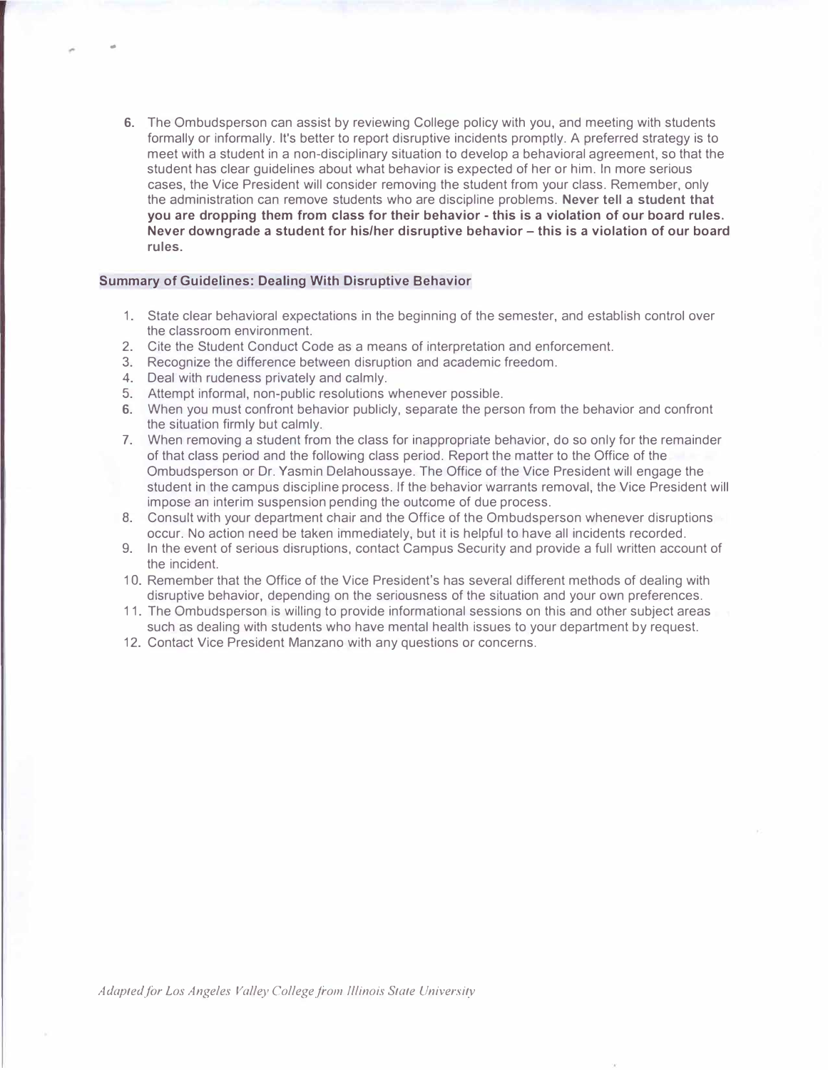6. The Ombudsperson can assist by reviewing College policy with you, and meeting with students formally or informally. It's better to report disruptive incidents promptly. A preferred strategy is to meet with a student in a non-disciplinary situation to develop a behavioral agreement, so that the student has clear guidelines about what behavior is expected of her or him. In more serious cases, the Vice President will consider removing the student from your class. Remember, only the administration can remove students who are discipline problems. **Never tell a student that you are dropping them from class for their behavior - this is a violation of our board rules. Never downgrade a student for his/her disruptive behavior – this is a violation of our board rules.**

## Summary of Guidelines: Dealing With Disruptive Behavior

1. State clear behavioral expectations in the beginning of the semester, and establish control over the classroom environment.
2. Cite the Student Conduct Code as a means of interpretation and enforcement.
3. Recognize the difference between disruption and academic freedom.
4. Deal with rudeness privately and calmly.
5. Attempt informal, non-public resolutions whenever possible.
6. When you must confront behavior publicly, separate the person from the behavior and confront the situation firmly but calmly.
7. When removing a student from the class for inappropriate behavior, do so only for the remainder of that class period and the following class period. Report the matter to the Office of the Ombudsperson or Dr. Yasmin Delahoussaye. The Office of the Vice President will engage the student in the campus discipline process. If the behavior warrants removal, the Vice President will impose an interim suspension pending the outcome of due process.
8. Consult with your department chair and the Office of the Ombudsperson whenever disruptions occur. No action need be taken immediately, but it is helpful to have all incidents recorded.
9. In the event of serious disruptions, contact Campus Security and provide a full written account of the incident.
10. Remember that the Office of the Vice President's has several different methods of dealing with disruptive behavior, depending on the seriousness of the situation and your own preferences.
11. The Ombudsperson is willing to provide informational sessions on this and other subject areas such as dealing with students who have mental health issues to your department by request.
12. Contact Vice President Manzano with any questions or concerns.

*Adapted for Los Angeles Valley College from Illinois State University*